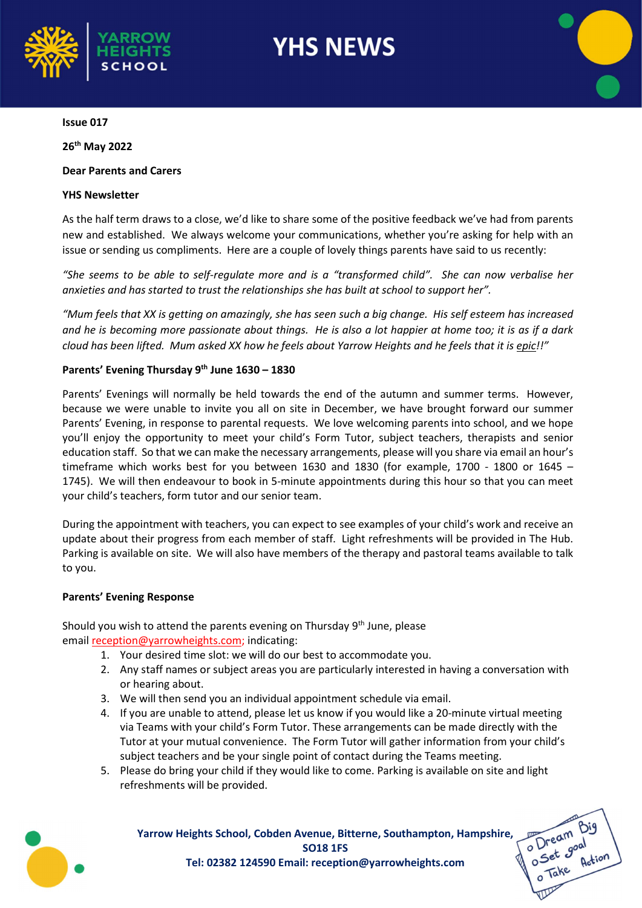# YHS NEWS

**Issue 017**

**26th May 2022**

**Dear Parents and Carers**

**YHS Newsletter**

As the half term draws to a close, we'd like to share some of the positive feedback we've had from parents new and established. We always welcome your communications, whether you're asking for help with an issue or sending us compliments. Here are a couple of lovely things parents have said to us recently:

*"She seems to be able to self-regulate more and is a "transformed child". She can now verbalise her anxieties and has started to trust the relationships she has built at school to support her".*

*"Mum feels that XX is getting on amazingly, she has seen such a big change. His self esteem has increased and he is becoming more passionate about things. He is also a lot happier at home too; it is as if a dark cloud has been lifted. Mum asked XX how he feels about Yarrow Heights and he feels that it is epic!!"*

**Parents' Evening Thursday 9th June 1630 – 1830**

Parents' Evenings will normally be held towards the end of the autumn and summer terms. However, because we were unable to invite you all on site in December, we have brought forward our summer Parents' Evening, in response to parental requests. We love welcoming parents into school, and we hope you'll enjoy the opportunity to meet your child's Form Tutor, subject teachers, therapists and senior education staff. So that we can make the necessary arrangements, please will you share via email an hour's timeframe which works best for you between 1630 and 1830 (for example, 1700 - 1800 or 1645 – 1745). We will then endeavour to book in 5-minute appointments during this hour so that you can meet your child's teachers, form tutor and our senior team.

During the appointment with teachers, you can expect to see examples of your child's work and receive an update about their progress from each member of staff. Light refreshments will be provided in The Hub. Parking is available on site. We will also have members of the therapy and pastoral teams available to talk to you.

**Parents' Evening Response**

Should you wish to attend the parents evening on Thursday 9th June, please email reception@yarrowheights.com; indicating:

1. Your desired time slot: we will do our best to accommodate you.
2. Any staff names or subject areas you are particularly interested in having a conversation with or hearing about.
3. We will then send you an individual appointment schedule via email.
4. If you are unable to attend, please let us know if you would like a 20-minute virtual meeting via Teams with your child's Form Tutor. These arrangements can be made directly with the Tutor at your mutual convenience. The Form Tutor will gather information from your child's subject teachers and be your single point of contact during the Teams meeting.
5. Please do bring your child if they would like to come. Parking is available on site and light refreshments will be provided.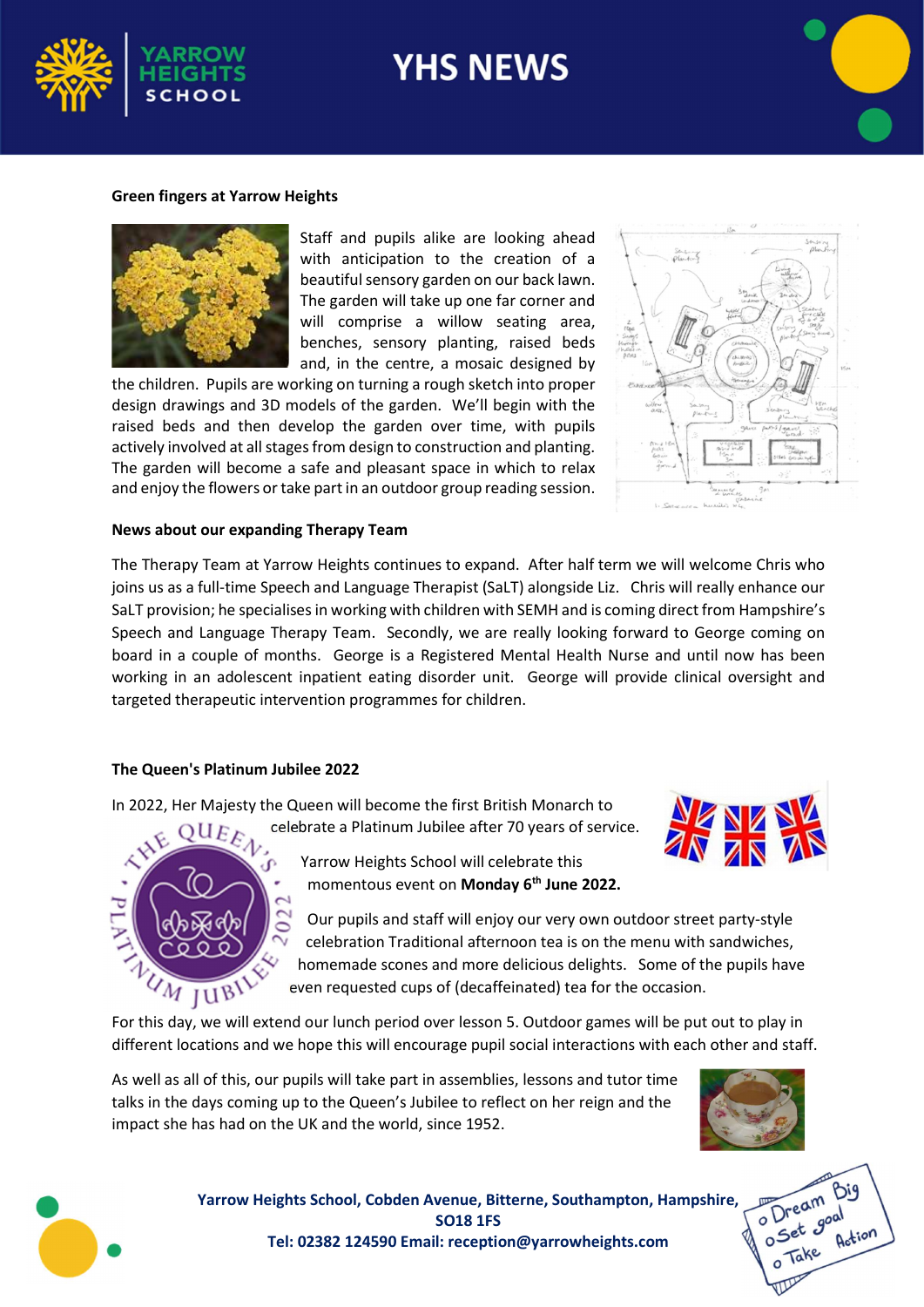# YHS NEWS

### Green fingers at Yarrow Heights

Staff and pupils alike are looking ahead with anticipation to the creation of a beautiful sensory garden on our back lawn. The garden will take up one far corner and will comprise a willow seating area, benches, sensory planting, raised beds and, in the centre, a mosaic designed by the children. Pupils are working on turning a rough sketch into proper design drawings and 3D models of the garden. We'll begin with the raised beds and then develop the garden over time, with pupils actively involved at all stages from design to construction and planting. The garden will become a safe and pleasant space in which to relax and enjoy the flowers or take part in an outdoor group reading session.

### News about our expanding Therapy Team

The Therapy Team at Yarrow Heights continues to expand. After half term we will welcome Chris who joins us as a full-time Speech and Language Therapist (SaLT) alongside Liz. Chris will really enhance our SaLT provision; he specialises in working with children with SEMH and is coming direct from Hampshire's Speech and Language Therapy Team. Secondly, we are really looking forward to George coming on board in a couple of months. George is a Registered Mental Health Nurse and until now has been working in an adolescent inpatient eating disorder unit. George will provide clinical oversight and targeted therapeutic intervention programmes for children.

### The Queen's Platinum Jubilee 2022

In 2022, Her Majesty the Queen will become the first British Monarch to celebrate a Platinum Jubilee after 70 years of service.

Yarrow Heights School will celebrate this momentous event on **Monday 6th June 2022.**

Our pupils and staff will enjoy our very own outdoor street party-style celebration Traditional afternoon tea is on the menu with sandwiches, homemade scones and more delicious delights. Some of the pupils have even requested cups of (decaffeinated) tea for the occasion.

For this day, we will extend our lunch period over lesson 5. Outdoor games will be put out to play in different locations and we hope this will encourage pupil social interactions with each other and staff.

As well as all of this, our pupils will take part in assemblies, lessons and tutor time talks in the days coming up to the Queen's Jubilee to reflect on her reign and the impact she has had on the UK and the world, since 1952.

**Yarrow Heights School, Cobden Avenue, Bitterne, Southampton, Hampshire, SO18 1FS**
**Tel: 02382 124590 Email: reception@yarrowheights.com**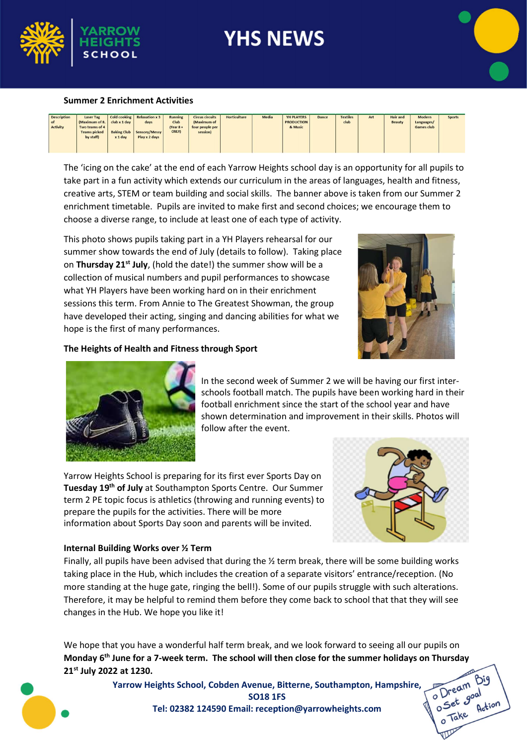# YHS NEWS

**Summer 2 Enrichment Activities**

| Description of Activity | Laser Tag (Maximum of 8. Two teams of 4 Teams picked by staff) | Cold cooking club x 1 day Baking Club x 1 day | Relaxation x 3 days Sensory/Messy Play x 2 days | Running Club (Year 8 + ONLY) | Circus circuits (Maximum of four people per session) | Horticulture | Media | YH PLAYERS PRODUCTION & Music | Dance | Textiles club | Art | Hair and Beauty | Modern Languages/ Games club | Sports |
|---|---|---|---|---|---|---|---|---|---|---|---|---|---|---|

The 'icing on the cake' at the end of each Yarrow Heights school day is an opportunity for all pupils to take part in a fun activity which extends our curriculum in the areas of languages, health and fitness, creative arts, STEM or team building and social skills. The banner above is taken from our Summer 2 enrichment timetable. Pupils are invited to make first and second choices; we encourage them to choose a diverse range, to include at least one of each type of activity.

This photo shows pupils taking part in a YH Players rehearsal for our summer show towards the end of July (details to follow). Taking place on **Thursday 21st July**, (hold the date!) the summer show will be a collection of musical numbers and pupil performances to showcase what YH Players have been working hard on in their enrichment sessions this term. From Annie to The Greatest Showman, the group have developed their acting, singing and dancing abilities for what we hope is the first of many performances.

**The Heights of Health and Fitness through Sport**

In the second week of Summer 2 we will be having our first inter-schools football match. The pupils have been working hard in their football enrichment since the start of the school year and have shown determination and improvement in their skills. Photos will follow after the event.

Yarrow Heights School is preparing for its first ever Sports Day on **Tuesday 19th of July** at Southampton Sports Centre. Our Summer term 2 PE topic focus is athletics (throwing and running events) to prepare the pupils for the activities. There will be more information about Sports Day soon and parents will be invited.

**Internal Building Works over ½ Term**

Finally, all pupils have been advised that during the ½ term break, there will be some building works taking place in the Hub, which includes the creation of a separate visitors' entrance/reception. (No more standing at the huge gate, ringing the bell!). Some of our pupils struggle with such alterations. Therefore, it may be helpful to remind them before they come back to school that that they will see changes in the Hub. We hope you like it!

We hope that you have a wonderful half term break, and we look forward to seeing all our pupils on **Monday 6th June for a 7-week term. The school will then close for the summer holidays on Thursday 21st July 2022 at 1230.**

**Yarrow Heights School, Cobden Avenue, Bitterne, Southampton, Hampshire, SO18 1FS**
**Tel: 02382 124590 Email: reception@yarrowheights.com**